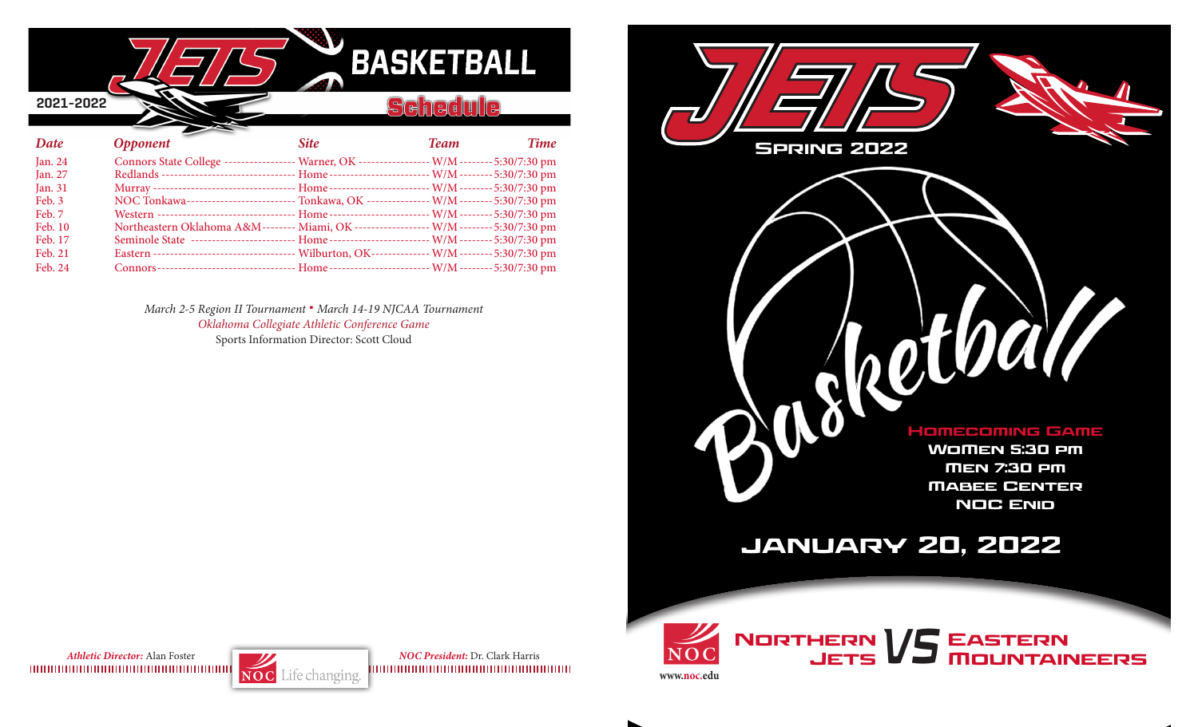# JETS BASKETBALL

2021-2022

## Schedule

| Date | Opponent | Site | Team | Time |
|---|---|---|---|---|
| Jan. 24 | Connors State College | Warner, OK | W/M | 5:30/7:30 pm |
| Jan. 27 | Redlands | Home | W/M | 5:30/7:30 pm |
| Jan. 31 | Murray | Home | W/M | 5:30/7:30 pm |
| Feb. 3 | NOC Tonkawa | Tonkawa, OK | W/M | 5:30/7:30 pm |
| Feb. 7 | Western | Home | W/M | 5:30/7:30 pm |
| Feb. 10 | Northeastern Oklahoma A&M | Miami, OK | W/M | 5:30/7:30 pm |
| Feb. 17 | Seminole State | Home | W/M | 5:30/7:30 pm |
| Feb. 21 | Eastern | Wilburton, OK | W/M | 5:30/7:30 pm |
| Feb. 24 | Connors | Home | W/M | 5:30/7:30 pm |

*March 2-5 Region II Tournament • March 14-19 NJCAA Tournament*

*Oklahoma Collegiate Athletic Conference Game*

Sports Information Director: Scott Cloud

***Athletic Director:*** Alan Foster

NOC Life changing.

***NOC President:*** Dr. Clark Harris

# JETS

SPRING 2022

Basketball

HOMECOMING GAME

WOMEN 5:30 PM

MEN 7:30 PM

MABEE CENTER

NOC ENID

## JANUARY 20, 2022

NOC

www.noc.edu

NORTHERN JETS VS EASTERN MOUNTAINEERS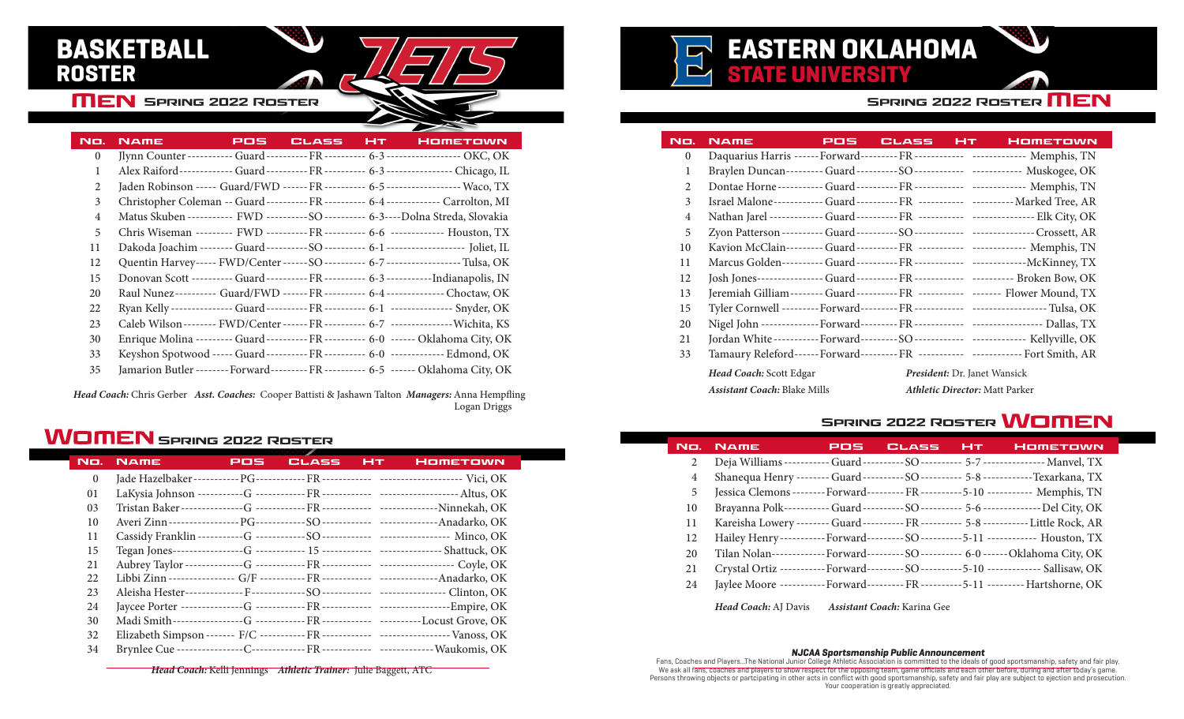# BASKETBALL ROSTER

JETS

## MEN SPRING 2022 ROSTER

| NO. | NAME | POS | CLASS | HT | HOMETOWN |
|---|---|---|---|---|---|
| 0 | Jlynn Counter | Guard | FR | 6-3 | OKC, OK |
| 1 | Alex Raiford | Guard | FR | 6-3 | Chicago, IL |
| 2 | Jaden Robinson | Guard/FWD | FR | 6-5 | Waco, TX |
| 3 | Christopher Coleman | Guard | FR | 6-4 | Carrolton, MI |
| 4 | Matus Skuben | FWD | SO | 6-3 | Dolna Streda, Slovakia |
| 5 | Chris Wiseman | FWD | FR | 6-6 | Houston, TX |
| 11 | Dakoda Joachim | Guard | SO | 6-1 | Joliet, IL |
| 12 | Quentin Harvey | FWD/Center | SO | 6-7 | Tulsa, OK |
| 15 | Donovan Scott | Guard | FR | 6-3 | Indianapolis, IN |
| 20 | Raul Nunez | Guard/FWD | FR | 6-4 | Choctaw, OK |
| 22 | Ryan Kelly | Guard | FR | 6-1 | Snyder, OK |
| 23 | Caleb Wilson | FWD/Center | FR | 6-7 | Wichita, KS |
| 30 | Enrique Molina | Guard | FR | 6-0 | Oklahoma City, OK |
| 33 | Keyshon Spotwood | Guard | FR | 6-0 | Edmond, OK |
| 35 | Jamarion Butler | Forward | FR | 6-5 | Oklahoma City, OK |

***Head Coach:*** Chris Gerber ***Asst. Coaches:*** Cooper Battisti & Jashawn Talton ***Managers:*** Anna Hempfling, Logan Driggs

## WOMEN SPRING 2022 ROSTER

| NO. | NAME | POS | CLASS | HT | HOMETOWN |
|---|---|---|---|---|---|
| 0 | Jade Hazelbaker | PG | FR | | Vici, OK |
| 01 | LaKysia Johnson | G | FR | | Altus, OK |
| 03 | Tristan Baker | G | FR | | Ninnekah, OK |
| 10 | Averi Zinn | PG | SO | | Anadarko, OK |
| 11 | Cassidy Franklin | G | SO | | Minco, OK |
| 15 | Tegan Jones | G | 15 | | Shattuck, OK |
| 21 | Aubrey Taylor | G | FR | | Coyle, OK |
| 22 | Libbi Zinn | G/F | FR | | Anadarko, OK |
| 23 | Aleisha Hester | F | SO | | Clinton, OK |
| 24 | Jaycee Porter | G | FR | | Empire, OK |
| 30 | Madi Smith | G | FR | | Locust Grove, OK |
| 32 | Elizabeth Simpson | F/C | FR | | Vanoss, OK |
| 34 | Brynlee Cue | C | FR | | Waukomis, OK |

***Head Coach:*** Kelli Jennings ***Athletic Trainer:*** Julie Baggett, ATC

# EASTERN OKLAHOMA STATE UNIVERSITY

## SPRING 2022 ROSTER MEN

| NO. | NAME | POS | CLASS | HT | HOMETOWN |
|---|---|---|---|---|---|
| 0 | Daquarius Harris | Forward | FR | | Memphis, TN |
| 1 | Braylen Duncan | Guard | SO | | Muskogee, OK |
| 2 | Dontae Horne | Guard | FR | | Memphis, TN |
| 3 | Israel Malone | Guard | FR | | Marked Tree, AR |
| 4 | Nathan Jarel | Guard | FR | | Elk City, OK |
| 5 | Zyon Patterson | Guard | SO | | Crossett, AR |
| 10 | Kavion McClain | Guard | FR | | Memphis, TN |
| 11 | Marcus Golden | Guard | FR | | McKinney, TX |
| 12 | Josh Jones | Guard | FR | | Broken Bow, OK |
| 13 | Jeremiah Gilliam | Guard | FR | | Flower Mound, TX |
| 15 | Tyler Cornwell | Forward | FR | | Tulsa, OK |
| 20 | Nigel John | Forward | FR | | Dallas, TX |
| 21 | Jordan White | Forward | SO | | Kellyville, OK |
| 33 | Tamaury Releford | Forward | FR | | Fort Smith, AR |

***Head Coach:*** Scott Edgar
***Assistant Coach:*** Blake Mills
***President:*** Dr. Janet Wansick
***Athletic Director:*** Matt Parker

## SPRING 2022 ROSTER WOMEN

| NO. | NAME | POS | CLASS | HT | HOMETOWN |
|---|---|---|---|---|---|
| 2 | Deja Williams | Guard | SO | 5-7 | Manvel, TX |
| 4 | Shanequa Henry | Guard | SO | 5-8 | Texarkana, TX |
| 5 | Jessica Clemons | Forward | FR | 5-10 | Memphis, TN |
| 10 | Brayanna Polk | Guard | SO | 5-6 | Del City, OK |
| 11 | Kareisha Lowery | Guard | FR | 5-8 | Little Rock, AR |
| 12 | Hailey Henry | Forward | SO | 5-11 | Houston, TX |
| 20 | Tilan Nolan | Forward | SO | 6-0 | Oklahoma City, OK |
| 21 | Crystal Ortiz | Forward | SO | 5-10 | Sallisaw, OK |
| 24 | Jaylee Moore | Forward | FR | 5-11 | Hartshorne, OK |

***Head Coach:*** AJ Davis ***Assistant Coach:*** Karina Gee

**NJCAA Sportsmanship Public Announcement**

Fans, Coaches and Players...The National Junior College Athletic Association is committed to the ideals of good sportsmanship, safety and fair play. We ask all fans, coaches and players to show respect for the opposing team, game officials and each other before, during and after today's game. Persons throwing objects or partcipating in other acts in conflict with good sportsmanship, safety and fair play are subject to ejection and prosecution. Your cooperation is greatly appreciated.